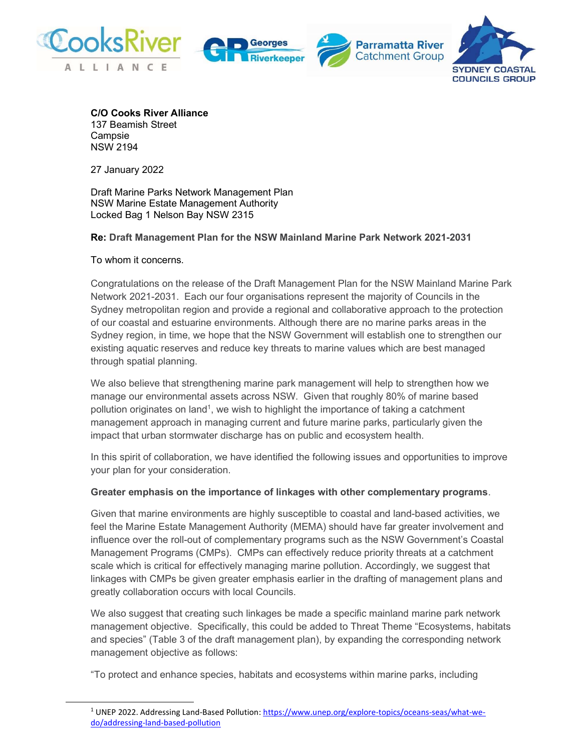**C/O Cooks River Alliance**
137 Beamish Street
Campsie
NSW 2194

27 January 2022

Draft Marine Parks Network Management Plan
NSW Marine Estate Management Authority
Locked Bag 1 Nelson Bay NSW 2315

**Re: Draft Management Plan for the NSW Mainland Marine Park Network 2021-2031**

To whom it concerns.

Congratulations on the release of the Draft Management Plan for the NSW Mainland Marine Park Network 2021-2031. Each our four organisations represent the majority of Councils in the Sydney metropolitan region and provide a regional and collaborative approach to the protection of our coastal and estuarine environments. Although there are no marine parks areas in the Sydney region, in time, we hope that the NSW Government will establish one to strengthen our existing aquatic reserves and reduce key threats to marine values which are best managed through spatial planning.

We also believe that strengthening marine park management will help to strengthen how we manage our environmental assets across NSW. Given that roughly 80% of marine based pollution originates on land[1], we wish to highlight the importance of taking a catchment management approach in managing current and future marine parks, particularly given the impact that urban stormwater discharge has on public and ecosystem health.

In this spirit of collaboration, we have identified the following issues and opportunities to improve your plan for your consideration.

**Greater emphasis on the importance of linkages with other complementary programs**.

Given that marine environments are highly susceptible to coastal and land-based activities, we feel the Marine Estate Management Authority (MEMA) should have far greater involvement and influence over the roll-out of complementary programs such as the NSW Government's Coastal Management Programs (CMPs). CMPs can effectively reduce priority threats at a catchment scale which is critical for effectively managing marine pollution. Accordingly, we suggest that linkages with CMPs be given greater emphasis earlier in the drafting of management plans and greatly collaboration occurs with local Councils.

We also suggest that creating such linkages be made a specific mainland marine park network management objective. Specifically, this could be added to Threat Theme "Ecosystems, habitats and species" (Table 3 of the draft management plan), by expanding the corresponding network management objective as follows:

"To protect and enhance species, habitats and ecosystems within marine parks, including

[1] UNEP 2022. Addressing Land-Based Pollution: https://www.unep.org/explore-topics/oceans-seas/what-we-do/addressing-land-based-pollution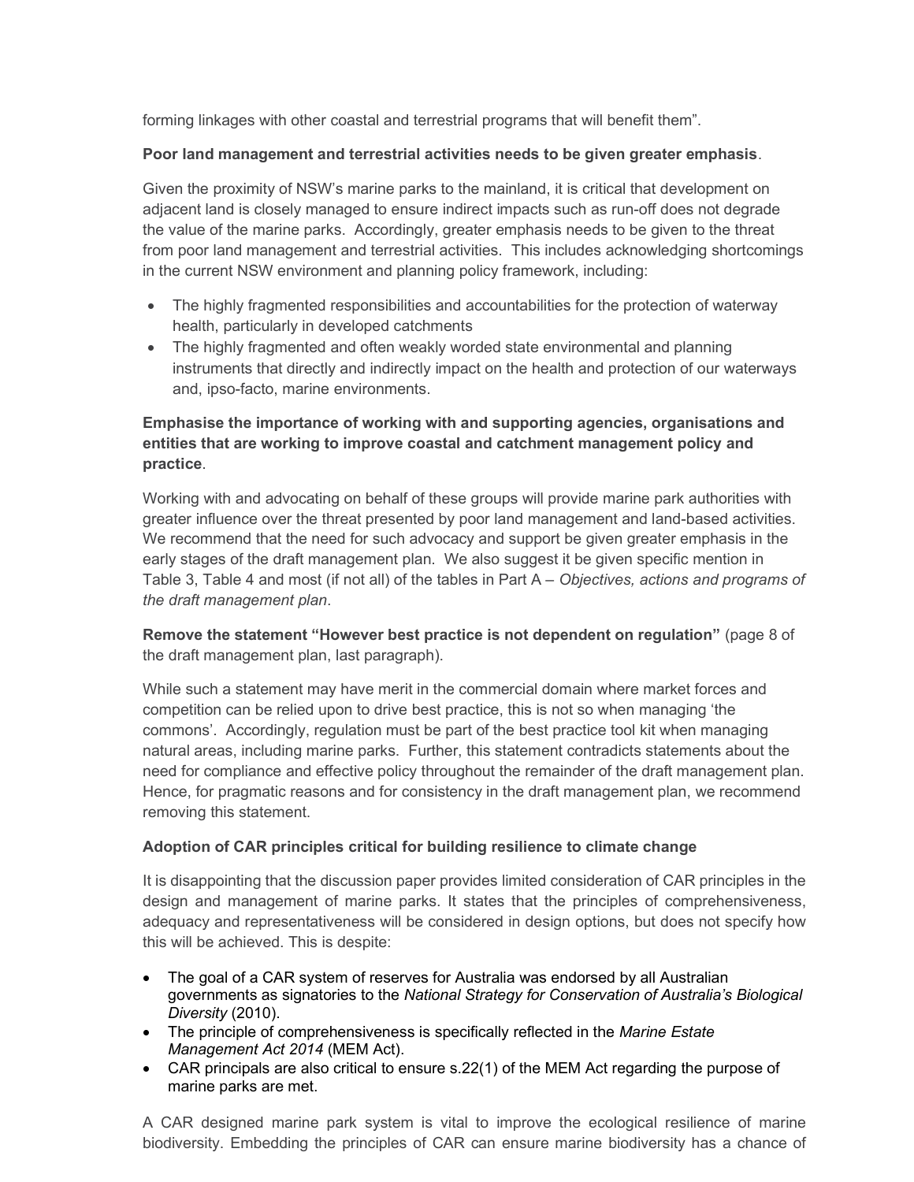forming linkages with other coastal and terrestrial programs that will benefit them".

**Poor land management and terrestrial activities needs to be given greater emphasis**.

Given the proximity of NSW's marine parks to the mainland, it is critical that development on adjacent land is closely managed to ensure indirect impacts such as run-off does not degrade the value of the marine parks. Accordingly, greater emphasis needs to be given to the threat from poor land management and terrestrial activities. This includes acknowledging shortcomings in the current NSW environment and planning policy framework, including:

- The highly fragmented responsibilities and accountabilities for the protection of waterway health, particularly in developed catchments
- The highly fragmented and often weakly worded state environmental and planning instruments that directly and indirectly impact on the health and protection of our waterways and, ipso-facto, marine environments.

**Emphasise the importance of working with and supporting agencies, organisations and entities that are working to improve coastal and catchment management policy and practice**.

Working with and advocating on behalf of these groups will provide marine park authorities with greater influence over the threat presented by poor land management and land-based activities. We recommend that the need for such advocacy and support be given greater emphasis in the early stages of the draft management plan. We also suggest it be given specific mention in Table 3, Table 4 and most (if not all) of the tables in Part A – *Objectives, actions and programs of the draft management plan*.

**Remove the statement "However best practice is not dependent on regulation"** (page 8 of the draft management plan, last paragraph).

While such a statement may have merit in the commercial domain where market forces and competition can be relied upon to drive best practice, this is not so when managing 'the commons'. Accordingly, regulation must be part of the best practice tool kit when managing natural areas, including marine parks. Further, this statement contradicts statements about the need for compliance and effective policy throughout the remainder of the draft management plan. Hence, for pragmatic reasons and for consistency in the draft management plan, we recommend removing this statement.

**Adoption of CAR principles critical for building resilience to climate change**

It is disappointing that the discussion paper provides limited consideration of CAR principles in the design and management of marine parks. It states that the principles of comprehensiveness, adequacy and representativeness will be considered in design options, but does not specify how this will be achieved. This is despite:

- The goal of a CAR system of reserves for Australia was endorsed by all Australian governments as signatories to the *National Strategy for Conservation of Australia's Biological Diversity* (2010).
- The principle of comprehensiveness is specifically reflected in the *Marine Estate Management Act 2014* (MEM Act).
- CAR principals are also critical to ensure s.22(1) of the MEM Act regarding the purpose of marine parks are met.

A CAR designed marine park system is vital to improve the ecological resilience of marine biodiversity. Embedding the principles of CAR can ensure marine biodiversity has a chance of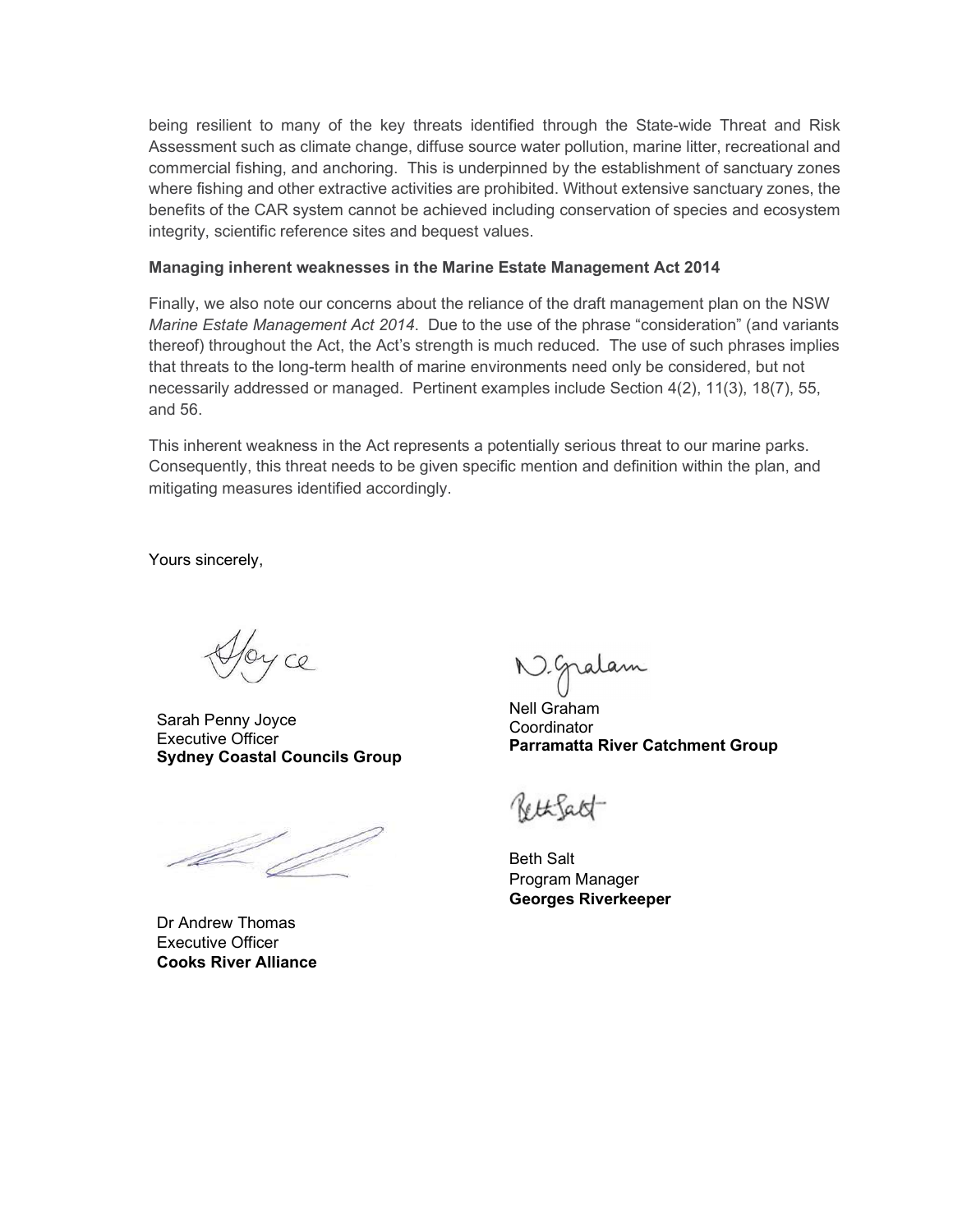being resilient to many of the key threats identified through the State-wide Threat and Risk Assessment such as climate change, diffuse source water pollution, marine litter, recreational and commercial fishing, and anchoring. This is underpinned by the establishment of sanctuary zones where fishing and other extractive activities are prohibited. Without extensive sanctuary zones, the benefits of the CAR system cannot be achieved including conservation of species and ecosystem integrity, scientific reference sites and bequest values.

**Managing inherent weaknesses in the Marine Estate Management Act 2014**

Finally, we also note our concerns about the reliance of the draft management plan on the NSW *Marine Estate Management Act 2014*. Due to the use of the phrase "consideration" (and variants thereof) throughout the Act, the Act's strength is much reduced. The use of such phrases implies that threats to the long-term health of marine environments need only be considered, but not necessarily addressed or managed. Pertinent examples include Section 4(2), 11(3), 18(7), 55, and 56.

This inherent weakness in the Act represents a potentially serious threat to our marine parks. Consequently, this threat needs to be given specific mention and definition within the plan, and mitigating measures identified accordingly.

Yours sincerely,

Sarah Penny Joyce
Executive Officer
**Sydney Coastal Councils Group**

Nell Graham
Coordinator
**Parramatta River Catchment Group**

Dr Andrew Thomas
Executive Officer
**Cooks River Alliance**

Beth Salt
Program Manager
**Georges Riverkeeper**